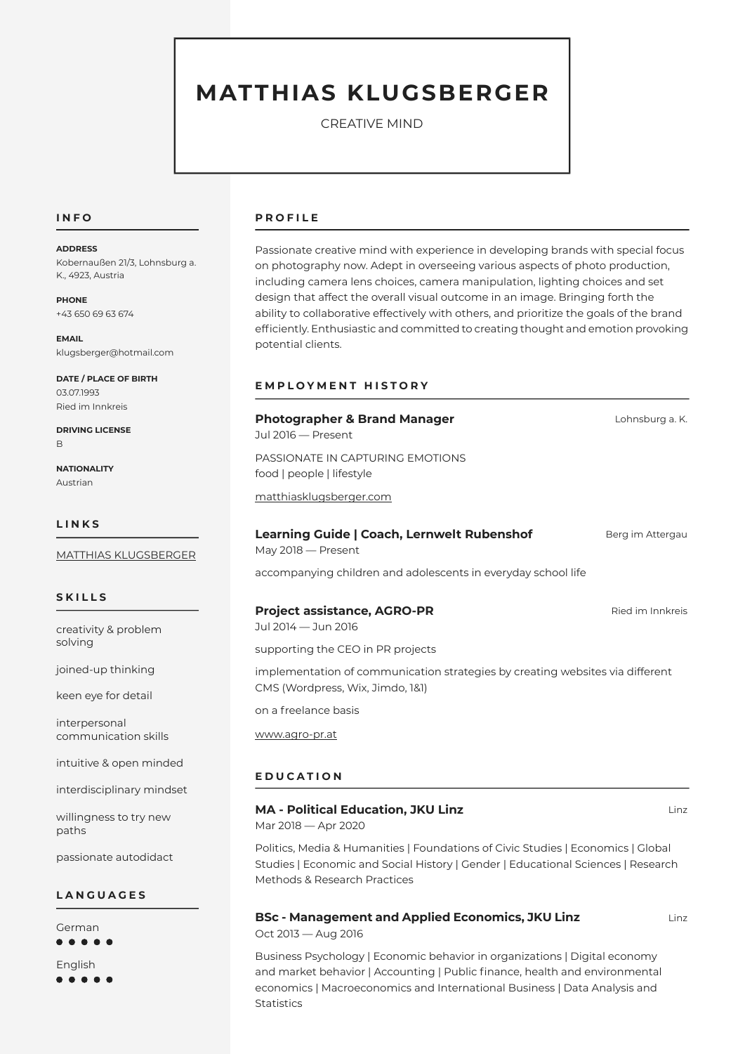# MATTHIAS KLUGSBERGER

CREATIVE MIND

## INFO

**ADDRESS**
Kobernaußen 21/3, Lohnsburg a. K., 4923, Austria

**PHONE**
+43 650 69 63 674

**EMAIL**
klugsberger@hotmail.com

**DATE / PLACE OF BIRTH**
03.07.1993
Ried im Innkreis

**DRIVING LICENSE**
B

**NATIONALITY**
Austrian

## LINKS

MATTHIAS KLUGSBERGER

## SKILLS

- creativity & problem solving
- joined-up thinking
- keen eye for detail
- interpersonal communication skills
- intuitive & open minded
- interdisciplinary mindset
- willingness to try new paths
- passionate autodidact

## LANGUAGES

German
●●●●●

English
●●●●●

## PROFILE

Passionate creative mind with experience in developing brands with special focus on photography now. Adept in overseeing various aspects of photo production, including camera lens choices, camera manipulation, lighting choices and set design that affect the overall visual outcome in an image. Bringing forth the ability to collaborative effectively with others, and prioritize the goals of the brand efficiently. Enthusiastic and committed to creating thought and emotion provoking potential clients.

## EMPLOYMENT HISTORY

### Photographer & Brand Manager — Lohnsburg a. K.

Jul 2016 — Present

PASSIONATE IN CAPTURING EMOTIONS
food | people | lifestyle

matthiasklugsberger.com

### Learning Guide | Coach, Lernwelt Rubenshof — Berg im Attergau

May 2018 — Present

accompanying children and adolescents in everyday school life

### Project assistance, AGRO-PR — Ried im Innkreis

Jul 2014 — Jun 2016

supporting the CEO in PR projects

implementation of communication strategies by creating websites via different CMS (Wordpress, Wix, Jimdo, 1&1)

on a freelance basis

www.agro-pr.at

## EDUCATION

### MA - Political Education, JKU Linz — Linz

Mar 2018 — Apr 2020

Politics, Media & Humanities | Foundations of Civic Studies | Economics | Global Studies | Economic and Social History | Gender | Educational Sciences | Research Methods & Research Practices

### BSc - Management and Applied Economics, JKU Linz — Linz

Oct 2013 — Aug 2016

Business Psychology | Economic behavior in organizations | Digital economy and market behavior | Accounting | Public finance, health and environmental economics | Macroeconomics and International Business | Data Analysis and Statistics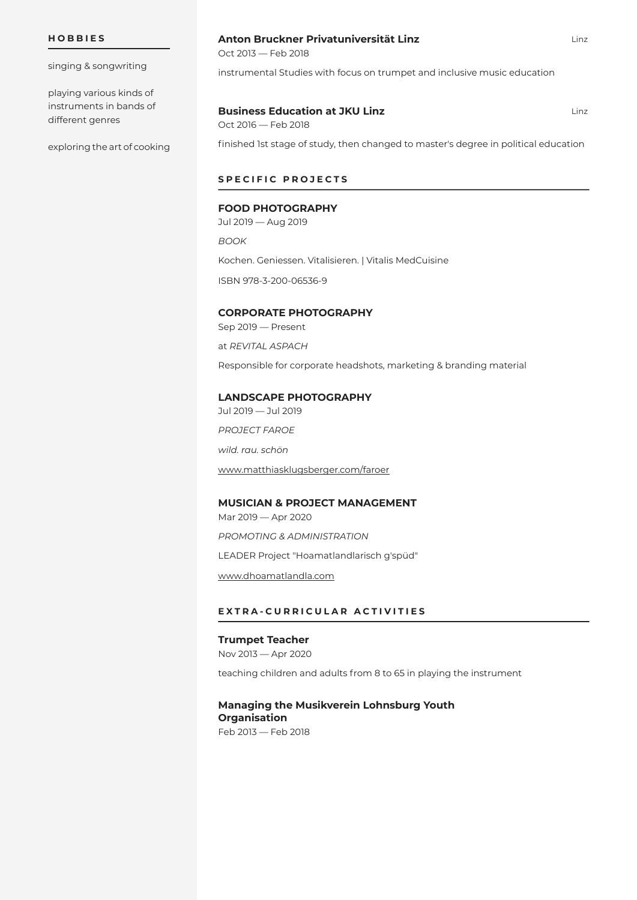## HOBBIES

singing & songwriting

playing various kinds of instruments in bands of different genres

exploring the art of cooking

### Anton Bruckner Privatuniversität Linz

Linz

Oct 2013 — Feb 2018

instrumental Studies with focus on trumpet and inclusive music education

### Business Education at JKU Linz

Linz

Oct 2016 — Feb 2018

finished 1st stage of study, then changed to master's degree in political education

## SPECIFIC PROJECTS

### FOOD PHOTOGRAPHY

Jul 2019 — Aug 2019

*BOOK*

Kochen. Geniessen. Vitalisieren. | Vitalis MedCuisine

ISBN 978-3-200-06536-9

### CORPORATE PHOTOGRAPHY

Sep 2019 — Present

at *REVITAL ASPACH*

Responsible for corporate headshots, marketing & branding material

### LANDSCAPE PHOTOGRAPHY

Jul 2019 — Jul 2019

*PROJECT FAROE*

*wild. rau. schön*

www.matthiasklugsberger.com/faroer

### MUSICIAN & PROJECT MANAGEMENT

Mar 2019 — Apr 2020

*PROMOTING & ADMINISTRATION*

LEADER Project "Hoamatlandlarisch g'spüd"

www.dhoamatlandla.com

## EXTRA-CURRICULAR ACTIVITIES

### Trumpet Teacher

Nov 2013 — Apr 2020

teaching children and adults from 8 to 65 in playing the instrument

### Managing the Musikverein Lohnsburg Youth Organisation

Feb 2013 — Feb 2018